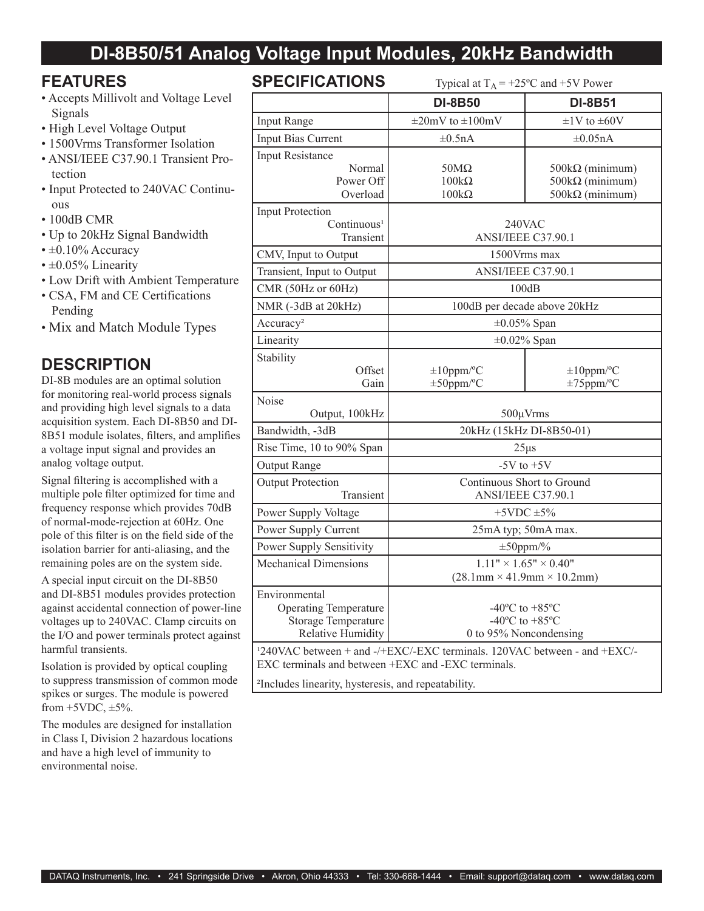# DI-8B50/51 Analog Voltage Input Modules, 20kHz Bandwidth

## FEATURES

- Accepts Millivolt and Voltage Level Signals
- High Level Voltage Output
- 1500Vrms Transformer Isolation
- ANSI/IEEE C37.90.1 Transient Protection
- Input Protected to 240VAC Continuous
- 100dB CMR
- Up to 20kHz Signal Bandwidth
- ±0.10% Accuracy
- ±0.05% Linearity
- Low Drift with Ambient Temperature
- CSA, FM and CE Certifications Pending
- Mix and Match Module Types

## DESCRIPTION

DI-8B modules are an optimal solution for monitoring real-world process signals and providing high level signals to a data acquisition system. Each DI-8B50 and DI-8B51 module isolates, filters, and amplifies a voltage input signal and provides an analog voltage output.

Signal filtering is accomplished with a multiple pole filter optimized for time and frequency response which provides 70dB of normal-mode-rejection at 60Hz. One pole of this filter is on the field side of the isolation barrier for anti-aliasing, and the remaining poles are on the system side.

A special input circuit on the DI-8B50 and DI-8B51 modules provides protection against accidental connection of power-line voltages up to 240VAC. Clamp circuits on the I/O and power terminals protect against harmful transients.

Isolation is provided by optical coupling to suppress transmission of common mode spikes or surges. The module is powered from +5VDC, ±5%.

The modules are designed for installation in Class I, Division 2 hazardous locations and have a high level of immunity to environmental noise.

## SPECIFICATIONS

Typical at $T_A$ = +25ºC and +5V Power

| | DI-8B50 | DI-8B51 |
|---|---|---|
| Input Range | ±20mV to ±100mV | ±1V to ±60V |
| Input Bias Current | ±0.5nA | ±0.05nA |
| Input Resistance<br>Normal<br>Power Off<br>Overload | <br>50MΩ<br>100kΩ<br>100kΩ | <br>500kΩ (minimum)<br>500kΩ (minimum)<br>500kΩ (minimum) |
| Input Protection<br>Continuous[1]<br>Transient | 240VAC<br>ANSI/IEEE C37.90.1 | |
| CMV, Input to Output | 1500Vrms max | |
| Transient, Input to Output | ANSI/IEEE C37.90.1 | |
| CMR (50Hz or 60Hz) | 100dB | |
| NMR (-3dB at 20kHz) | 100dB per decade above 20kHz | |
| Accuracy[2] | ±0.05% Span | |
| Linearity | ±0.02% Span | |
| Stability<br>Offset<br>Gain | <br>±10ppm/ºC<br>±50ppm/ºC | <br>±10ppm/ºC<br>±75ppm/ºC |
| Noise<br>Output, 100kHz | 500µVrms | |
| Bandwidth, -3dB | 20kHz (15kHz DI-8B50-01) | |
| Rise Time, 10 to 90% Span | 25µs | |
| Output Range | -5V to +5V | |
| Output Protection<br>Transient | Continuous Short to Ground<br>ANSI/IEEE C37.90.1 | |
| Power Supply Voltage | +5VDC ±5% | |
| Power Supply Current | 25mA typ; 50mA max. | |
| Power Supply Sensitivity | ±50ppm/% | |
| Mechanical Dimensions | 1.11" × 1.65" × 0.40"<br>(28.1mm × 41.9mm × 10.2mm) | |
| Environmental<br>Operating Temperature<br>Storage Temperature<br>Relative Humidity | <br>-40ºC to +85ºC<br>-40ºC to +85ºC<br>0 to 95% Noncondensing | |

[1]240VAC between + and -/+EXC/-EXC terminals. 120VAC between - and +EXC/-EXC terminals and between +EXC and -EXC terminals.

[2]Includes linearity, hysteresis, and repeatability.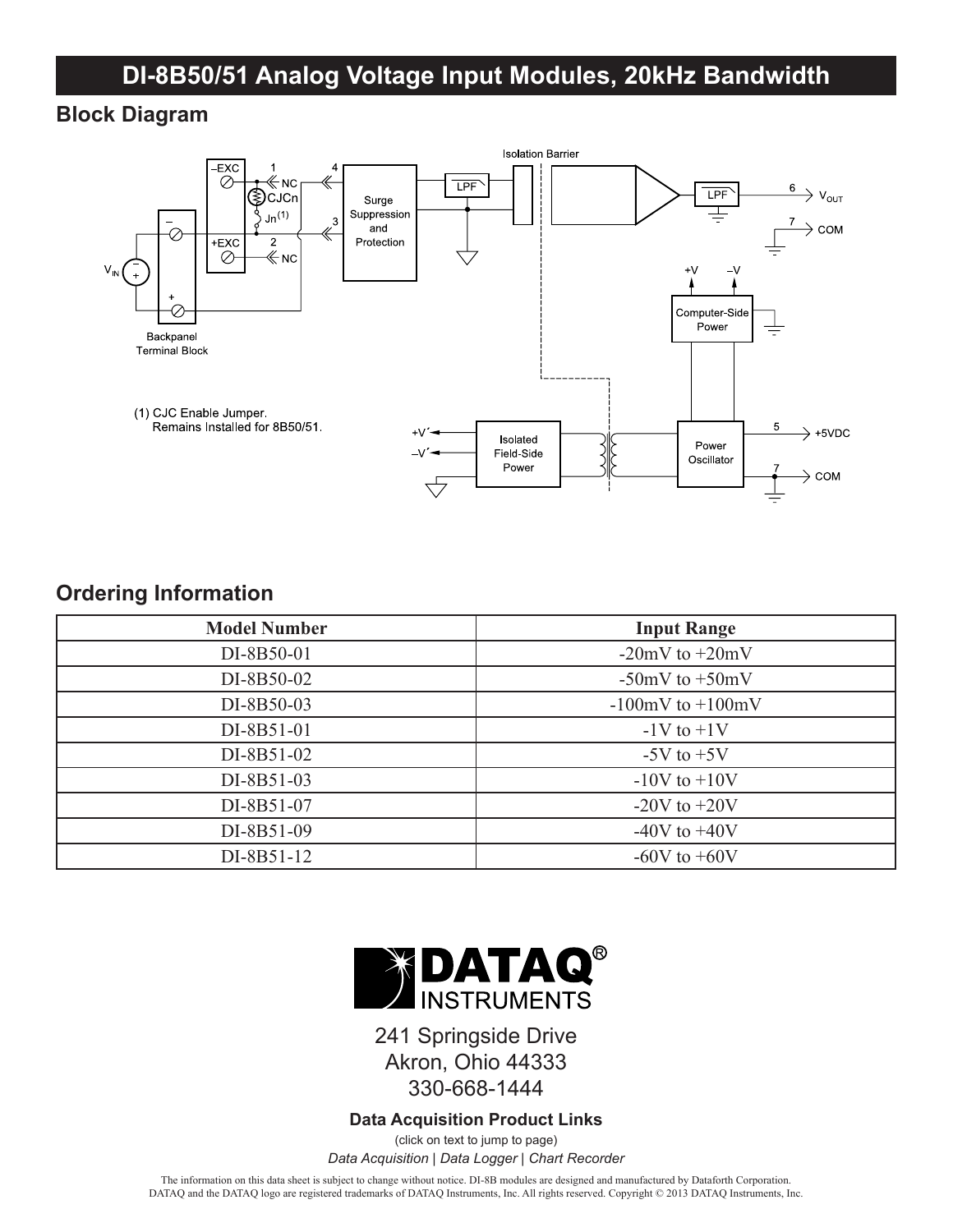# DI-8B50/51 Analog Voltage Input Modules, 20kHz Bandwidth

## Block Diagram

Isolation Barrier

–EXC
1
NC
CJCn
$Jn^{(1)}$
+EXC
2
NC
4
3
Surge Suppression and Protection
LPF
LPF
6
$V_{OUT}$
7
COM
–
+
$V_{IN}$
Backpanel Terminal Block
+V
–V
Computer-Side Power
+V´
–V´
Isolated Field-Side Power
Power Oscillator
5
+5VDC
7
COM

(1) CJC Enable Jumper. Remains Installed for 8B50/51.

## Ordering Information

| Model Number | Input Range |
|---|---|
| DI-8B50-01 | -20mV to +20mV |
| DI-8B50-02 | -50mV to +50mV |
| DI-8B50-03 | -100mV to +100mV |
| DI-8B51-01 | -1V to +1V |
| DI-8B51-02 | -5V to +5V |
| DI-8B51-03 | -10V to +10V |
| DI-8B51-07 | -20V to +20V |
| DI-8B51-09 | -40V to +40V |
| DI-8B51-12 | -60V to +60V |

DATAQ® INSTRUMENTS

241 Springside Drive
Akron, Ohio 44333
330-668-1444

**Data Acquisition Product Links**

(click on text to jump to page)

*Data Acquisition | Data Logger | Chart Recorder*

The information on this data sheet is subject to change without notice. DI-8B modules are designed and manufactured by Dataforth Corporation. DATAQ and the DATAQ logo are registered trademarks of DATAQ Instruments, Inc. All rights reserved. Copyright © 2013 DATAQ Instruments, Inc.